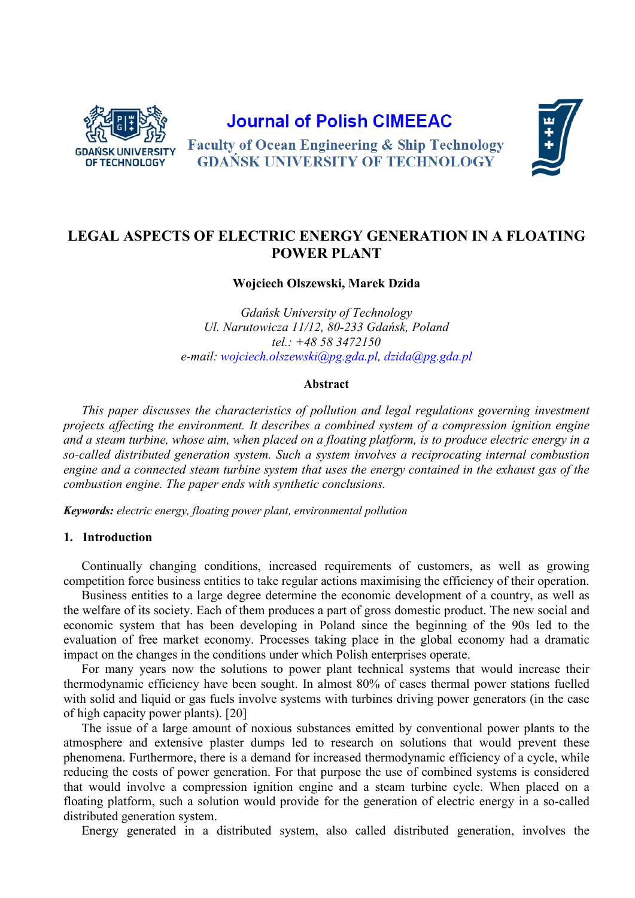Journal of Polish CIMEEAC

Faculty of Ocean Engineering & Ship Technology
GDAŃSK UNIVERSITY OF TECHNOLOGY

# LEGAL ASPECTS OF ELECTRIC ENERGY GENERATION IN A FLOATING POWER PLANT

**Wojciech Olszewski, Marek Dzida**

*Gdańsk University of Technology*
*Ul. Narutowicza 11/12, 80-233 Gdańsk, Poland*
*tel.: +48 58 3472150*
*e-mail: wojciech.olszewski@pg.gda.pl, dzida@pg.gda.pl*

**Abstract**

*This paper discusses the characteristics of pollution and legal regulations governing investment projects affecting the environment. It describes a combined system of a compression ignition engine and a steam turbine, whose aim, when placed on a floating platform, is to produce electric energy in a so-called distributed generation system. Such a system involves a reciprocating internal combustion engine and a connected steam turbine system that uses the energy contained in the exhaust gas of the combustion engine. The paper ends with synthetic conclusions.*

***Keywords:*** *electric energy, floating power plant, environmental pollution*

## 1. Introduction

Continually changing conditions, increased requirements of customers, as well as growing competition force business entities to take regular actions maximising the efficiency of their operation.

Business entities to a large degree determine the economic development of a country, as well as the welfare of its society. Each of them produces a part of gross domestic product. The new social and economic system that has been developing in Poland since the beginning of the 90s led to the evaluation of free market economy. Processes taking place in the global economy had a dramatic impact on the changes in the conditions under which Polish enterprises operate.

For many years now the solutions to power plant technical systems that would increase their thermodynamic efficiency have been sought. In almost 80% of cases thermal power stations fuelled with solid and liquid or gas fuels involve systems with turbines driving power generators (in the case of high capacity power plants). [20]

The issue of a large amount of noxious substances emitted by conventional power plants to the atmosphere and extensive plaster dumps led to research on solutions that would prevent these phenomena. Furthermore, there is a demand for increased thermodynamic efficiency of a cycle, while reducing the costs of power generation. For that purpose the use of combined systems is considered that would involve a compression ignition engine and a steam turbine cycle. When placed on a floating platform, such a solution would provide for the generation of electric energy in a so-called distributed generation system.

Energy generated in a distributed system, also called distributed generation, involves the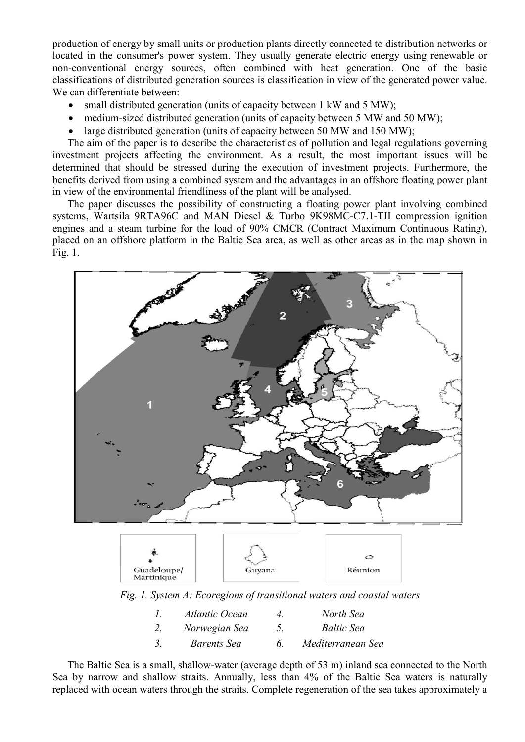production of energy by small units or production plants directly connected to distribution networks or located in the consumer's power system. They usually generate electric energy using renewable or non-conventional energy sources, often combined with heat generation. One of the basic classifications of distributed generation sources is classification in view of the generated power value. We can differentiate between:

- small distributed generation (units of capacity between 1 kW and 5 MW);
- medium-sized distributed generation (units of capacity between 5 MW and 50 MW);
- large distributed generation (units of capacity between 50 MW and 150 MW);

The aim of the paper is to describe the characteristics of pollution and legal regulations governing investment projects affecting the environment. As a result, the most important issues will be determined that should be stressed during the execution of investment projects. Furthermore, the benefits derived from using a combined system and the advantages in an offshore floating power plant in view of the environmental friendliness of the plant will be analysed.

The paper discusses the possibility of constructing a floating power plant involving combined systems, Wartsila 9RTA96C and MAN Diesel & Turbo 9K98MC-C7.1-TII compression ignition engines and a steam turbine for the load of 90% CMCR (Contract Maximum Continuous Rating), placed on an offshore platform in the Baltic Sea area, as well as other areas as in the map shown in Fig. 1.

*Fig. 1. System A: Ecoregions of transitional waters and coastal waters*

| | | | |
|---|---|---|---|
| 1. | *Atlantic Ocean* | 4. | *North Sea* |
| 2. | *Norwegian Sea* | 5. | *Baltic Sea* |
| 3. | *Barents Sea* | 6. | *Mediterranean Sea* |

The Baltic Sea is a small, shallow-water (average depth of 53 m) inland sea connected to the North Sea by narrow and shallow straits. Annually, less than 4% of the Baltic Sea waters is naturally replaced with ocean waters through the straits. Complete regeneration of the sea takes approximately a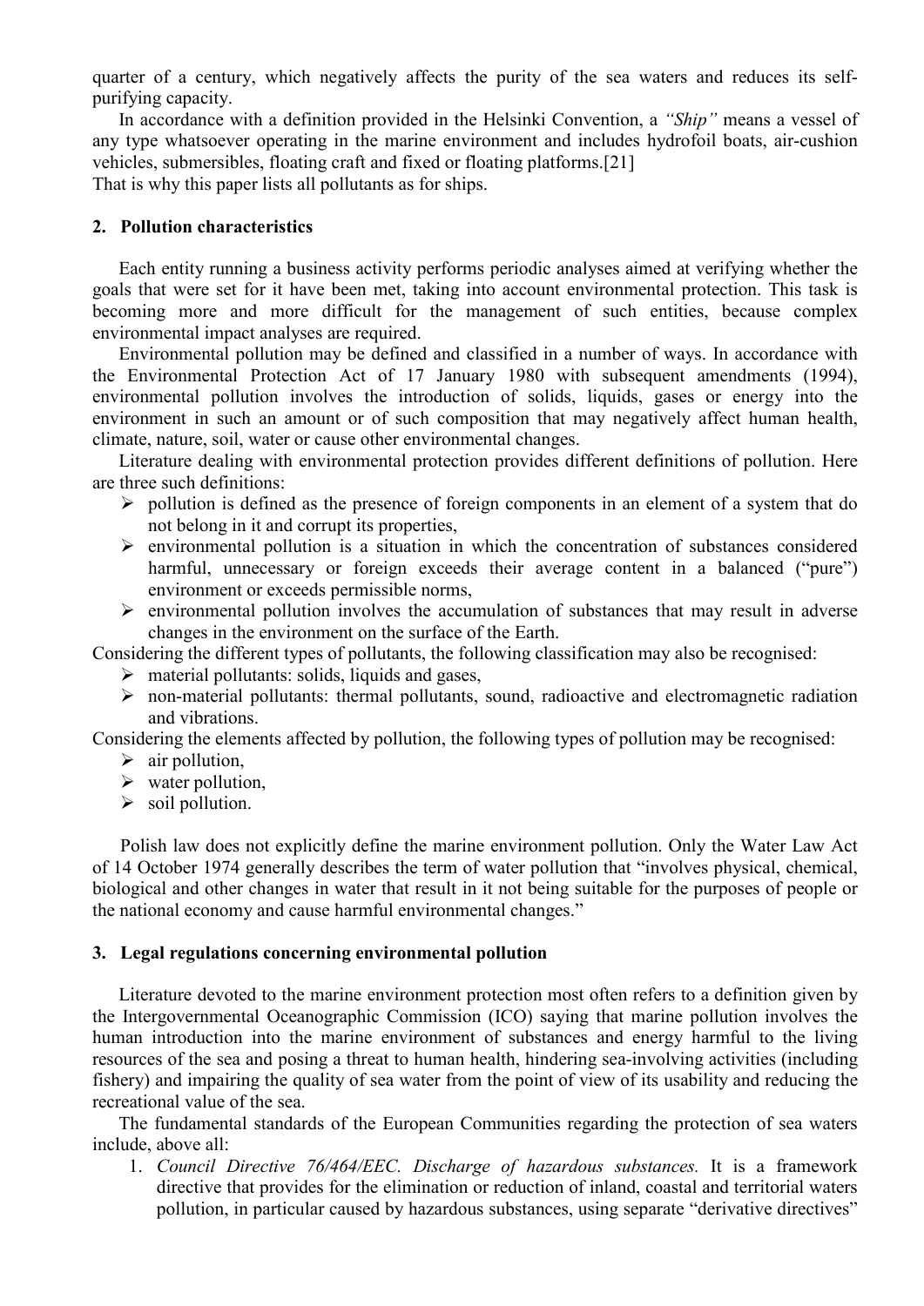quarter of a century, which negatively affects the purity of the sea waters and reduces its self-purifying capacity.

In accordance with a definition provided in the Helsinki Convention, a *"Ship"* means a vessel of any type whatsoever operating in the marine environment and includes hydrofoil boats, air-cushion vehicles, submersibles, floating craft and fixed or floating platforms.[21]

That is why this paper lists all pollutants as for ships.

## 2. Pollution characteristics

Each entity running a business activity performs periodic analyses aimed at verifying whether the goals that were set for it have been met, taking into account environmental protection. This task is becoming more and more difficult for the management of such entities, because complex environmental impact analyses are required.

Environmental pollution may be defined and classified in a number of ways. In accordance with the Environmental Protection Act of 17 January 1980 with subsequent amendments (1994), environmental pollution involves the introduction of solids, liquids, gases or energy into the environment in such an amount or of such composition that may negatively affect human health, climate, nature, soil, water or cause other environmental changes.

Literature dealing with environmental protection provides different definitions of pollution. Here are three such definitions:

- pollution is defined as the presence of foreign components in an element of a system that do not belong in it and corrupt its properties,
- environmental pollution is a situation in which the concentration of substances considered harmful, unnecessary or foreign exceeds their average content in a balanced ("pure") environment or exceeds permissible norms,
- environmental pollution involves the accumulation of substances that may result in adverse changes in the environment on the surface of the Earth.

Considering the different types of pollutants, the following classification may also be recognised:

- material pollutants: solids, liquids and gases,
- non-material pollutants: thermal pollutants, sound, radioactive and electromagnetic radiation and vibrations.

Considering the elements affected by pollution, the following types of pollution may be recognised:

- air pollution,
- water pollution,
- soil pollution.

Polish law does not explicitly define the marine environment pollution. Only the Water Law Act of 14 October 1974 generally describes the term of water pollution that "involves physical, chemical, biological and other changes in water that result in it not being suitable for the purposes of people or the national economy and cause harmful environmental changes."

## 3. Legal regulations concerning environmental pollution

Literature devoted to the marine environment protection most often refers to a definition given by the Intergovernmental Oceanographic Commission (ICO) saying that marine pollution involves the human introduction into the marine environment of substances and energy harmful to the living resources of the sea and posing a threat to human health, hindering sea-involving activities (including fishery) and impairing the quality of sea water from the point of view of its usability and reducing the recreational value of the sea.

The fundamental standards of the European Communities regarding the protection of sea waters include, above all:

1. *Council Directive 76/464/EEC. Discharge of hazardous substances.* It is a framework directive that provides for the elimination or reduction of inland, coastal and territorial waters pollution, in particular caused by hazardous substances, using separate "derivative directives"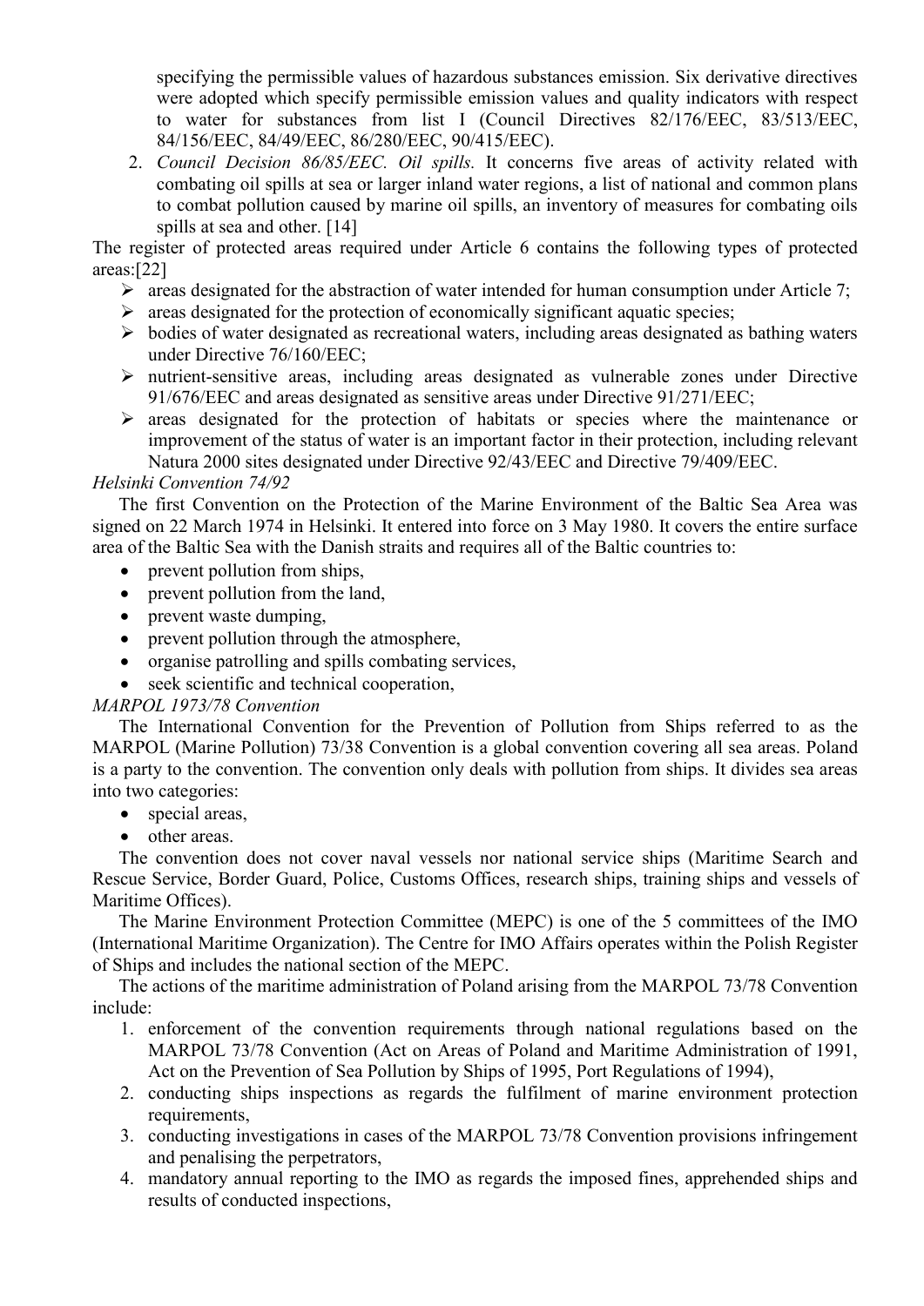specifying the permissible values of hazardous substances emission. Six derivative directives were adopted which specify permissible emission values and quality indicators with respect to water for substances from list I (Council Directives 82/176/EEC, 83/513/EEC, 84/156/EEC, 84/49/EEC, 86/280/EEC, 90/415/EEC).

2. *Council Decision 86/85/EEC. Oil spills.* It concerns five areas of activity related with combating oil spills at sea or larger inland water regions, a list of national and common plans to combat pollution caused by marine oil spills, an inventory of measures for combating oils spills at sea and other. [14]

The register of protected areas required under Article 6 contains the following types of protected areas:[22]

- areas designated for the abstraction of water intended for human consumption under Article 7;
- areas designated for the protection of economically significant aquatic species;
- bodies of water designated as recreational waters, including areas designated as bathing waters under Directive 76/160/EEC;
- nutrient-sensitive areas, including areas designated as vulnerable zones under Directive 91/676/EEC and areas designated as sensitive areas under Directive 91/271/EEC;
- areas designated for the protection of habitats or species where the maintenance or improvement of the status of water is an important factor in their protection, including relevant Natura 2000 sites designated under Directive 92/43/EEC and Directive 79/409/EEC.

*Helsinki Convention 74/92*

The first Convention on the Protection of the Marine Environment of the Baltic Sea Area was signed on 22 March 1974 in Helsinki. It entered into force on 3 May 1980. It covers the entire surface area of the Baltic Sea with the Danish straits and requires all of the Baltic countries to:

- prevent pollution from ships,
- prevent pollution from the land,
- prevent waste dumping,
- prevent pollution through the atmosphere,
- organise patrolling and spills combating services,
- seek scientific and technical cooperation,

*MARPOL 1973/78 Convention*

The International Convention for the Prevention of Pollution from Ships referred to as the MARPOL (Marine Pollution) 73/38 Convention is a global convention covering all sea areas. Poland is a party to the convention. The convention only deals with pollution from ships. It divides sea areas into two categories:

- special areas,
- other areas.

The convention does not cover naval vessels nor national service ships (Maritime Search and Rescue Service, Border Guard, Police, Customs Offices, research ships, training ships and vessels of Maritime Offices).

The Marine Environment Protection Committee (MEPC) is one of the 5 committees of the IMO (International Maritime Organization). The Centre for IMO Affairs operates within the Polish Register of Ships and includes the national section of the MEPC.

The actions of the maritime administration of Poland arising from the MARPOL 73/78 Convention include:

1. enforcement of the convention requirements through national regulations based on the MARPOL 73/78 Convention (Act on Areas of Poland and Maritime Administration of 1991, Act on the Prevention of Sea Pollution by Ships of 1995, Port Regulations of 1994),
2. conducting ships inspections as regards the fulfilment of marine environment protection requirements,
3. conducting investigations in cases of the MARPOL 73/78 Convention provisions infringement and penalising the perpetrators,
4. mandatory annual reporting to the IMO as regards the imposed fines, apprehended ships and results of conducted inspections,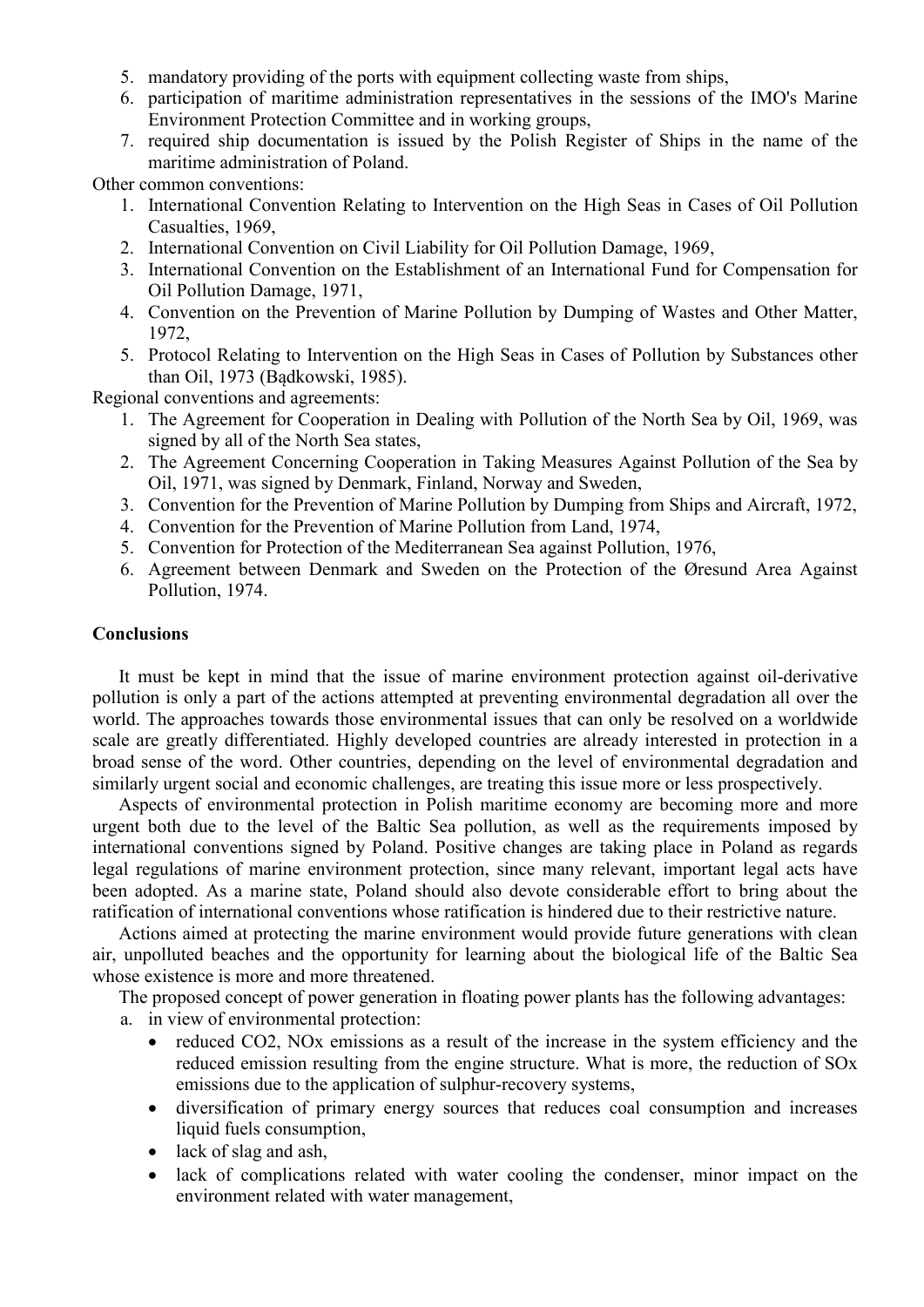5. mandatory providing of the ports with equipment collecting waste from ships,
6. participation of maritime administration representatives in the sessions of the IMO's Marine Environment Protection Committee and in working groups,
7. required ship documentation is issued by the Polish Register of Ships in the name of the maritime administration of Poland.

Other common conventions:

1. International Convention Relating to Intervention on the High Seas in Cases of Oil Pollution Casualties, 1969,
2. International Convention on Civil Liability for Oil Pollution Damage, 1969,
3. International Convention on the Establishment of an International Fund for Compensation for Oil Pollution Damage, 1971,
4. Convention on the Prevention of Marine Pollution by Dumping of Wastes and Other Matter, 1972,
5. Protocol Relating to Intervention on the High Seas in Cases of Pollution by Substances other than Oil, 1973 (Bądkowski, 1985).

Regional conventions and agreements:

1. The Agreement for Cooperation in Dealing with Pollution of the North Sea by Oil, 1969, was signed by all of the North Sea states,
2. The Agreement Concerning Cooperation in Taking Measures Against Pollution of the Sea by Oil, 1971, was signed by Denmark, Finland, Norway and Sweden,
3. Convention for the Prevention of Marine Pollution by Dumping from Ships and Aircraft, 1972,
4. Convention for the Prevention of Marine Pollution from Land, 1974,
5. Convention for Protection of the Mediterranean Sea against Pollution, 1976,
6. Agreement between Denmark and Sweden on the Protection of the Øresund Area Against Pollution, 1974.

**Conclusions**

It must be kept in mind that the issue of marine environment protection against oil-derivative pollution is only a part of the actions attempted at preventing environmental degradation all over the world. The approaches towards those environmental issues that can only be resolved on a worldwide scale are greatly differentiated. Highly developed countries are already interested in protection in a broad sense of the word. Other countries, depending on the level of environmental degradation and similarly urgent social and economic challenges, are treating this issue more or less prospectively.

Aspects of environmental protection in Polish maritime economy are becoming more and more urgent both due to the level of the Baltic Sea pollution, as well as the requirements imposed by international conventions signed by Poland. Positive changes are taking place in Poland as regards legal regulations of marine environment protection, since many relevant, important legal acts have been adopted. As a marine state, Poland should also devote considerable effort to bring about the ratification of international conventions whose ratification is hindered due to their restrictive nature.

Actions aimed at protecting the marine environment would provide future generations with clean air, unpolluted beaches and the opportunity for learning about the biological life of the Baltic Sea whose existence is more and more threatened.

The proposed concept of power generation in floating power plants has the following advantages:

a. in view of environmental protection:
   - reduced $CO_2$, $NO_x$ emissions as a result of the increase in the system efficiency and the reduced emission resulting from the engine structure. What is more, the reduction of $SO_x$ emissions due to the application of sulphur-recovery systems,
   - diversification of primary energy sources that reduces coal consumption and increases liquid fuels consumption,
   - lack of slag and ash,
   - lack of complications related with water cooling the condenser, minor impact on the environment related with water management,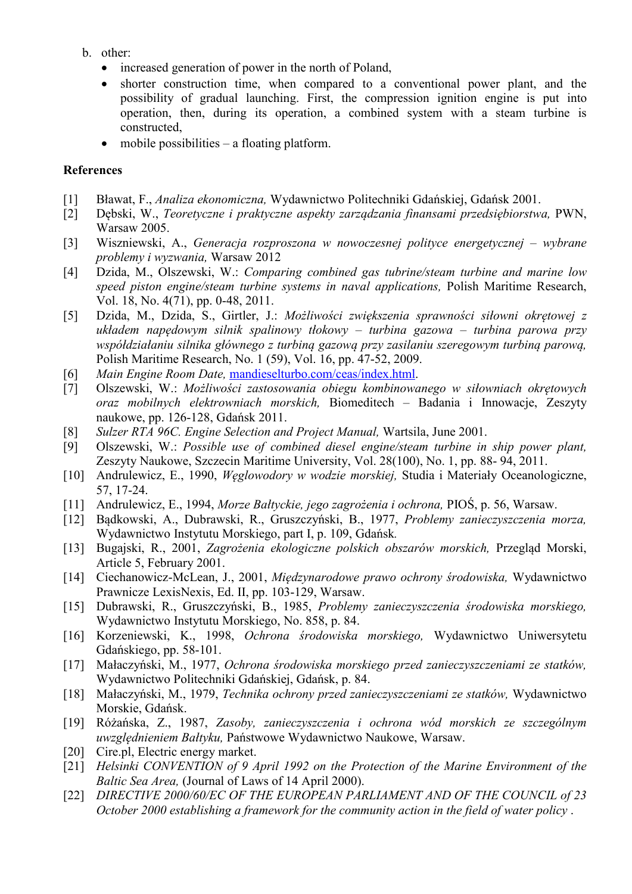b. other:
   - increased generation of power in the north of Poland,
   - shorter construction time, when compared to a conventional power plant, and the possibility of gradual launching. First, the compression ignition engine is put into operation, then, during its operation, a combined system with a steam turbine is constructed,
   - mobile possibilities – a floating platform.

**References**

[1] Bławat, F., *Analiza ekonomiczna,* Wydawnictwo Politechniki Gdańskiej, Gdańsk 2001.

[2] Dębski, W., *Teoretyczne i praktyczne aspekty zarządzania finansami przedsiębiorstwa,* PWN, Warsaw 2005.

[3] Wiszniewski, A., *Generacja rozproszona w nowoczesnej polityce energetycznej – wybrane problemy i wyzwania,* Warsaw 2012

[4] Dzida, M., Olszewski, W.: *Comparing combined gas tubrine/steam turbine and marine low speed piston engine/steam turbine systems in naval applications,* Polish Maritime Research, Vol. 18, No. 4(71), pp. 0-48, 2011.

[5] Dzida, M., Dzida, S., Girtler, J.: *Możliwości zwiększenia sprawności siłowni okrętowej z układem napędowym silnik spalinowy tłokowy – turbina gazowa – turbina parowa przy współdziałaniu silnika głównego z turbiną gazową przy zasilaniu szeregowym turbiną parową,* Polish Maritime Research, No. 1 (59), Vol. 16, pp. 47-52, 2009.

[6] *Main Engine Room Date,* mandieselturbo.com/ceas/index.html.

[7] Olszewski, W.: *Możliwości zastosowania obiegu kombinowanego w siłowniach okrętowych oraz mobilnych elektrowniach morskich,* Biomeditech – Badania i Innowacje, Zeszyty naukowe, pp. 126-128, Gdańsk 2011.

[8] *Sulzer RTA 96C. Engine Selection and Project Manual,* Wartsila, June 2001.

[9] Olszewski, W.: *Possible use of combined diesel engine/steam turbine in ship power plant,* Zeszyty Naukowe, Szczecin Maritime University, Vol. 28(100), No. 1, pp. 88- 94, 2011.

[10] Andrulewicz, E., 1990, *Węglowodory w wodzie morskiej,* Studia i Materiały Oceanologiczne, 57, 17-24.

[11] Andrulewicz, E., 1994, *Morze Bałtyckie, jego zagrożenia i ochrona,* PIOŚ, p. 56, Warsaw.

[12] Bądkowski, A., Dubrawski, R., Gruszczyński, B., 1977, *Problemy zanieczyszczenia morza,* Wydawnictwo Instytutu Morskiego, part I, p. 109, Gdańsk.

[13] Bugajski, R., 2001, *Zagrożenia ekologiczne polskich obszarów morskich,* Przegląd Morski, Article 5, February 2001.

[14] Ciechanowicz-McLean, J., 2001, *Międzynarodowe prawo ochrony środowiska,* Wydawnictwo Prawnicze LexisNexis, Ed. II, pp. 103-129, Warsaw.

[15] Dubrawski, R., Gruszczyński, B., 1985, *Problemy zanieczyszczenia środowiska morskiego,* Wydawnictwo Instytutu Morskiego, No. 858, p. 84.

[16] Korzeniewski, K., 1998, *Ochrona środowiska morskiego,* Wydawnictwo Uniwersytetu Gdańskiego, pp. 58-101.

[17] Małaczyński, M., 1977, *Ochrona środowiska morskiego przed zanieczyszczeniami ze statków,* Wydawnictwo Politechniki Gdańskiej, Gdańsk, p. 84.

[18] Małaczyński, M., 1979, *Technika ochrony przed zanieczyszczeniami ze statków,* Wydawnictwo Morskie, Gdańsk.

[19] Różańska, Z., 1987, *Zasoby, zanieczyszczenia i ochrona wód morskich ze szczególnym uwzględnieniem Bałtyku,* Państwowe Wydawnictwo Naukowe, Warsaw.

[20] Cire.pl, Electric energy market.

[21] *Helsinki CONVENTION of 9 April 1992 on the Protection of the Marine Environment of the Baltic Sea Area,* (Journal of Laws of 14 April 2000).

[22] *DIRECTIVE 2000/60/EC OF THE EUROPEAN PARLIAMENT AND OF THE COUNCIL of 23 October 2000 establishing a framework for the community action in the field of water policy .*